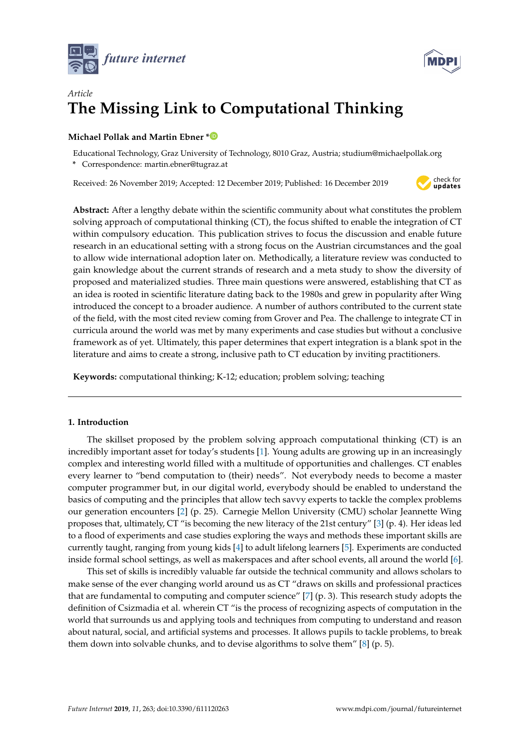*Article*

# The Missing Link to Computational Thinking

**Michael Pollak and Martin Ebner ***

Educational Technology, Graz University of Technology, 8010 Graz, Austria; studium@michaelpollak.org
* Correspondence: martin.ebner@tugraz.at

Received: 26 November 2019; Accepted: 12 December 2019; Published: 16 December 2019

**Abstract:** After a lengthy debate within the scientific community about what constitutes the problem solving approach of computational thinking (CT), the focus shifted to enable the integration of CT within compulsory education. This publication strives to focus the discussion and enable future research in an educational setting with a strong focus on the Austrian circumstances and the goal to allow wide international adoption later on. Methodically, a literature review was conducted to gain knowledge about the current strands of research and a meta study to show the diversity of proposed and materialized studies. Three main questions were answered, establishing that CT as an idea is rooted in scientific literature dating back to the 1980s and grew in popularity after Wing introduced the concept to a broader audience. A number of authors contributed to the current state of the field, with the most cited review coming from Grover and Pea. The challenge to integrate CT in curricula around the world was met by many experiments and case studies but without a conclusive framework as of yet. Ultimately, this paper determines that expert integration is a blank spot in the literature and aims to create a strong, inclusive path to CT education by inviting practitioners.

**Keywords:** computational thinking; K-12; education; problem solving; teaching

## 1. Introduction

The skillset proposed by the problem solving approach computational thinking (CT) is an incredibly important asset for today's students [1]. Young adults are growing up in an increasingly complex and interesting world filled with a multitude of opportunities and challenges. CT enables every learner to "bend computation to (their) needs". Not everybody needs to become a master computer programmer but, in our digital world, everybody should be enabled to understand the basics of computing and the principles that allow tech savvy experts to tackle the complex problems our generation encounters [2] (p. 25). Carnegie Mellon University (CMU) scholar Jeannette Wing proposes that, ultimately, CT "is becoming the new literacy of the 21st century" [3] (p. 4). Her ideas led to a flood of experiments and case studies exploring the ways and methods these important skills are currently taught, ranging from young kids [4] to adult lifelong learners [5]. Experiments are conducted inside formal school settings, as well as makerspaces and after school events, all around the world [6].

This set of skills is incredibly valuable far outside the technical community and allows scholars to make sense of the ever changing world around us as CT "draws on skills and professional practices that are fundamental to computing and computer science" [7] (p. 3). This research study adopts the definition of Csizmadia et al. wherein CT "is the process of recognizing aspects of computation in the world that surrounds us and applying tools and techniques from computing to understand and reason about natural, social, and artificial systems and processes. It allows pupils to tackle problems, to break them down into solvable chunks, and to devise algorithms to solve them" [8] (p. 5).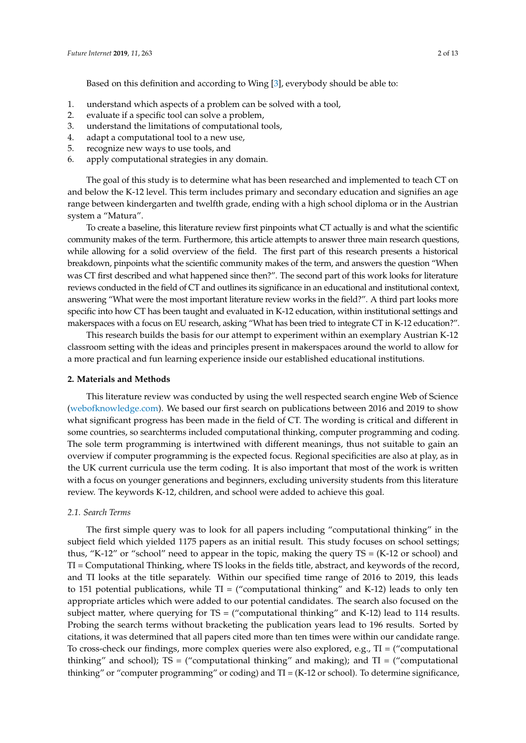Based on this definition and according to Wing [3], everybody should be able to:

1. understand which aspects of a problem can be solved with a tool,
2. evaluate if a specific tool can solve a problem,
3. understand the limitations of computational tools,
4. adapt a computational tool to a new use,
5. recognize new ways to use tools, and
6. apply computational strategies in any domain.

The goal of this study is to determine what has been researched and implemented to teach CT on and below the K-12 level. This term includes primary and secondary education and signifies an age range between kindergarten and twelfth grade, ending with a high school diploma or in the Austrian system a "Matura".

To create a baseline, this literature review first pinpoints what CT actually is and what the scientific community makes of the term. Furthermore, this article attempts to answer three main research questions, while allowing for a solid overview of the field. The first part of this research presents a historical breakdown, pinpoints what the scientific community makes of the term, and answers the question "When was CT first described and what happened since then?". The second part of this work looks for literature reviews conducted in the field of CT and outlines its significance in an educational and institutional context, answering "What were the most important literature review works in the field?". A third part looks more specific into how CT has been taught and evaluated in K-12 education, within institutional settings and makerspaces with a focus on EU research, asking "What has been tried to integrate CT in K-12 education?".

This research builds the basis for our attempt to experiment within an exemplary Austrian K-12 classroom setting with the ideas and principles present in makerspaces around the world to allow for a more practical and fun learning experience inside our established educational institutions.

## 2. Materials and Methods

This literature review was conducted by using the well respected search engine Web of Science (webofknowledge.com). We based our first search on publications between 2016 and 2019 to show what significant progress has been made in the field of CT. The wording is critical and different in some countries, so searchterms included computational thinking, computer programming and coding. The sole term programming is intertwined with different meanings, thus not suitable to gain an overview if computer programming is the expected focus. Regional specificities are also at play, as in the UK current curricula use the term coding. It is also important that most of the work is written with a focus on younger generations and beginners, excluding university students from this literature review. The keywords K-12, children, and school were added to achieve this goal.

### 2.1. Search Terms

The first simple query was to look for all papers including "computational thinking" in the subject field which yielded 1175 papers as an initial result. This study focuses on school settings; thus, "K-12" or "school" need to appear in the topic, making the query TS = (K-12 or school) and TI = Computational Thinking, where TS looks in the fields title, abstract, and keywords of the record, and TI looks at the title separately. Within our specified time range of 2016 to 2019, this leads to 151 potential publications, while TI = ("computational thinking" and K-12) leads to only ten appropriate articles which were added to our potential candidates. The search also focused on the subject matter, where querying for TS = ("computational thinking" and K-12) lead to 114 results. Probing the search terms without bracketing the publication years lead to 196 results. Sorted by citations, it was determined that all papers cited more than ten times were within our candidate range. To cross-check our findings, more complex queries were also explored, e.g., TI = ("computational thinking" and school); TS = ("computational thinking" and making); and TI = ("computational thinking" or "computer programming" or coding) and TI = (K-12 or school). To determine significance,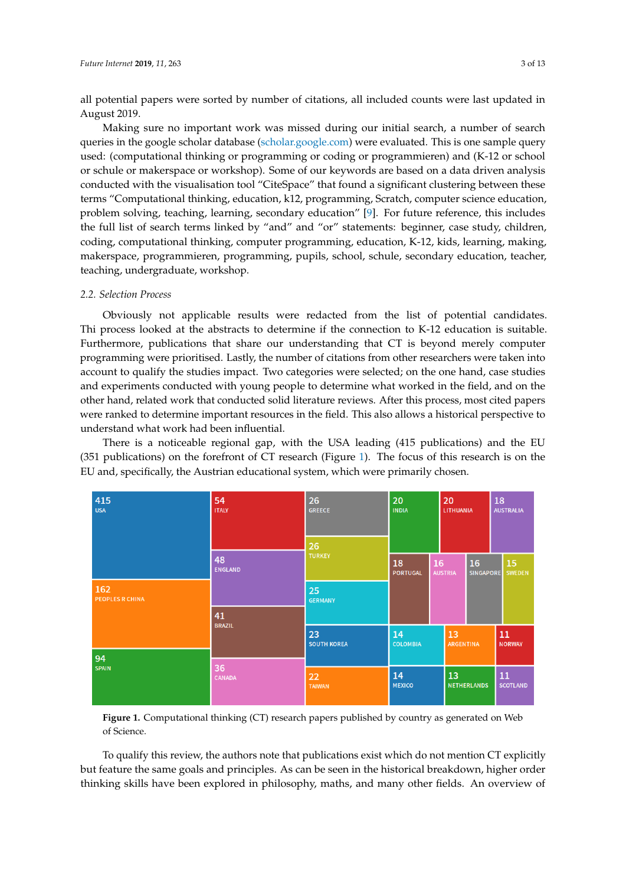all potential papers were sorted by number of citations, all included counts were last updated in August 2019.

Making sure no important work was missed during our initial search, a number of search queries in the google scholar database (scholar.google.com) were evaluated. This is one sample query used: (computational thinking or programming or coding or programmieren) and (K-12 or school or schule or makerspace or workshop). Some of our keywords are based on a data driven analysis conducted with the visualisation tool "CiteSpace" that found a significant clustering between these terms "Computational thinking, education, k12, programming, Scratch, computer science education, problem solving, teaching, learning, secondary education" [9]. For future reference, this includes the full list of search terms linked by "and" and "or" statements: beginner, case study, children, coding, computational thinking, computer programming, education, K-12, kids, learning, making, makerspace, programmieren, programming, pupils, school, schule, secondary education, teacher, teaching, undergraduate, workshop.

### 2.2. Selection Process

Obviously not applicable results were redacted from the list of potential candidates. Thi process looked at the abstracts to determine if the connection to K-12 education is suitable. Furthermore, publications that share our understanding that CT is beyond merely computer programming were prioritised. Lastly, the number of citations from other researchers were taken into account to qualify the studies impact. Two categories were selected; on the one hand, case studies and experiments conducted with young people to determine what worked in the field, and on the other hand, related work that conducted solid literature reviews. After this process, most cited papers were ranked to determine important resources in the field. This also allows a historical perspective to understand what work had been influential.

There is a noticeable regional gap, with the USA leading (415 publications) and the EU (351 publications) on the forefront of CT research (Figure 1). The focus of this research is on the EU and, specifically, the Austrian educational system, which were primarily chosen.

| Country | Publications |
| --- | --- |
| USA | 415 |
| PEOPLES R CHINA | 162 |
| SPAIN | 94 |
| ITALY | 54 |
| ENGLAND | 48 |
| BRAZIL | 41 |
| CANADA | 36 |
| GREECE | 26 |
| TURKEY | 26 |
| GERMANY | 25 |
| SOUTH KOREA | 23 |
| TAIWAN | 22 |
| INDIA | 20 |
| LITHUANIA | 20 |
| AUSTRALIA | 18 |
| PORTUGAL | 18 |
| AUSTRIA | 16 |
| SINGAPORE | 16 |
| SWEDEN | 15 |
| COLOMBIA | 14 |
| MEXICO | 14 |
| ARGENTINA | 13 |
| NETHERLANDS | 13 |
| NORWAY | 11 |
| SCOTLAND | 11 |

**Figure 1.** Computational thinking (CT) research papers published by country as generated on Web of Science.

To qualify this review, the authors note that publications exist which do not mention CT explicitly but feature the same goals and principles. As can be seen in the historical breakdown, higher order thinking skills have been explored in philosophy, maths, and many other fields. An overview of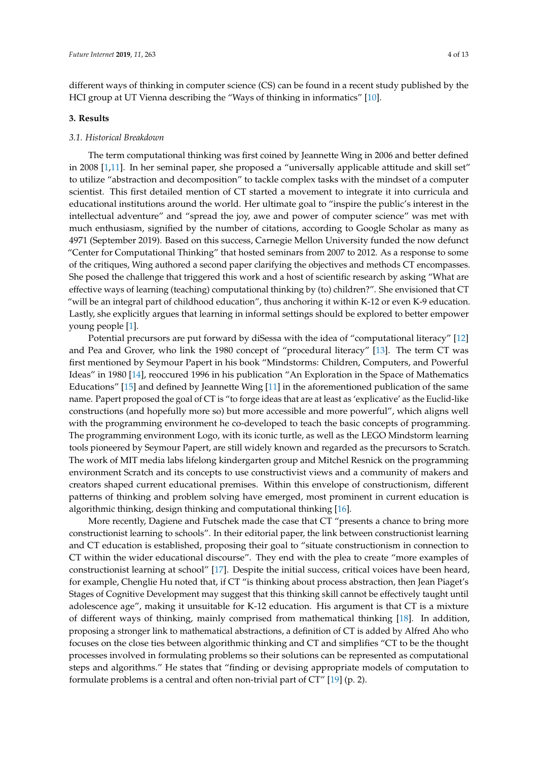different ways of thinking in computer science (CS) can be found in a recent study published by the HCI group at UT Vienna describing the "Ways of thinking in informatics" [10].

## 3. Results

### *3.1. Historical Breakdown*

The term computational thinking was first coined by Jeannette Wing in 2006 and better defined in 2008 [1,11]. In her seminal paper, she proposed a "universally applicable attitude and skill set" to utilize "abstraction and decomposition" to tackle complex tasks with the mindset of a computer scientist. This first detailed mention of CT started a movement to integrate it into curricula and educational institutions around the world. Her ultimate goal to "inspire the public's interest in the intellectual adventure" and "spread the joy, awe and power of computer science" was met with much enthusiasm, signified by the number of citations, according to Google Scholar as many as 4971 (September 2019). Based on this success, Carnegie Mellon University funded the now defunct "Center for Computational Thinking" that hosted seminars from 2007 to 2012. As a response to some of the critiques, Wing authored a second paper clarifying the objectives and methods CT encompasses. She posed the challenge that triggered this work and a host of scientific research by asking "What are effective ways of learning (teaching) computational thinking by (to) children?". She envisioned that CT "will be an integral part of childhood education", thus anchoring it within K-12 or even K-9 education. Lastly, she explicitly argues that learning in informal settings should be explored to better empower young people [1].

Potential precursors are put forward by diSessa with the idea of "computational literacy" [12] and Pea and Grover, who link the 1980 concept of "procedural literacy" [13]. The term CT was first mentioned by Seymour Papert in his book "Mindstorms: Children, Computers, and Powerful Ideas" in 1980 [14], reoccured 1996 in his publication "An Exploration in the Space of Mathematics Educations" [15] and defined by Jeannette Wing [11] in the aforementioned publication of the same name. Papert proposed the goal of CT is "to forge ideas that are at least as 'explicative' as the Euclid-like constructions (and hopefully more so) but more accessible and more powerful", which aligns well with the programming environment he co-developed to teach the basic concepts of programming. The programming environment Logo, with its iconic turtle, as well as the LEGO Mindstorm learning tools pioneered by Seymour Papert, are still widely known and regarded as the precursors to Scratch. The work of MIT media labs lifelong kindergarten group and Mitchel Resnick on the programming environment Scratch and its concepts to use constructivist views and a community of makers and creators shaped current educational premises. Within this envelope of constructionism, different patterns of thinking and problem solving have emerged, most prominent in current education is algorithmic thinking, design thinking and computational thinking [16].

More recently, Dagiene and Futschek made the case that CT "presents a chance to bring more constructionist learning to schools". In their editorial paper, the link between constructionist learning and CT education is established, proposing their goal to "situate constructionism in connection to CT within the wider educational discourse". They end with the plea to create "more examples of constructionist learning at school" [17]. Despite the initial success, critical voices have been heard, for example, Chenglie Hu noted that, if CT "is thinking about process abstraction, then Jean Piaget's Stages of Cognitive Development may suggest that this thinking skill cannot be effectively taught until adolescence age", making it unsuitable for K-12 education. His argument is that CT is a mixture of different ways of thinking, mainly comprised from mathematical thinking [18]. In addition, proposing a stronger link to mathematical abstractions, a definition of CT is added by Alfred Aho who focuses on the close ties between algorithmic thinking and CT and simplifies "CT to be the thought processes involved in formulating problems so their solutions can be represented as computational steps and algorithms." He states that "finding or devising appropriate models of computation to formulate problems is a central and often non-trivial part of CT" [19] (p. 2).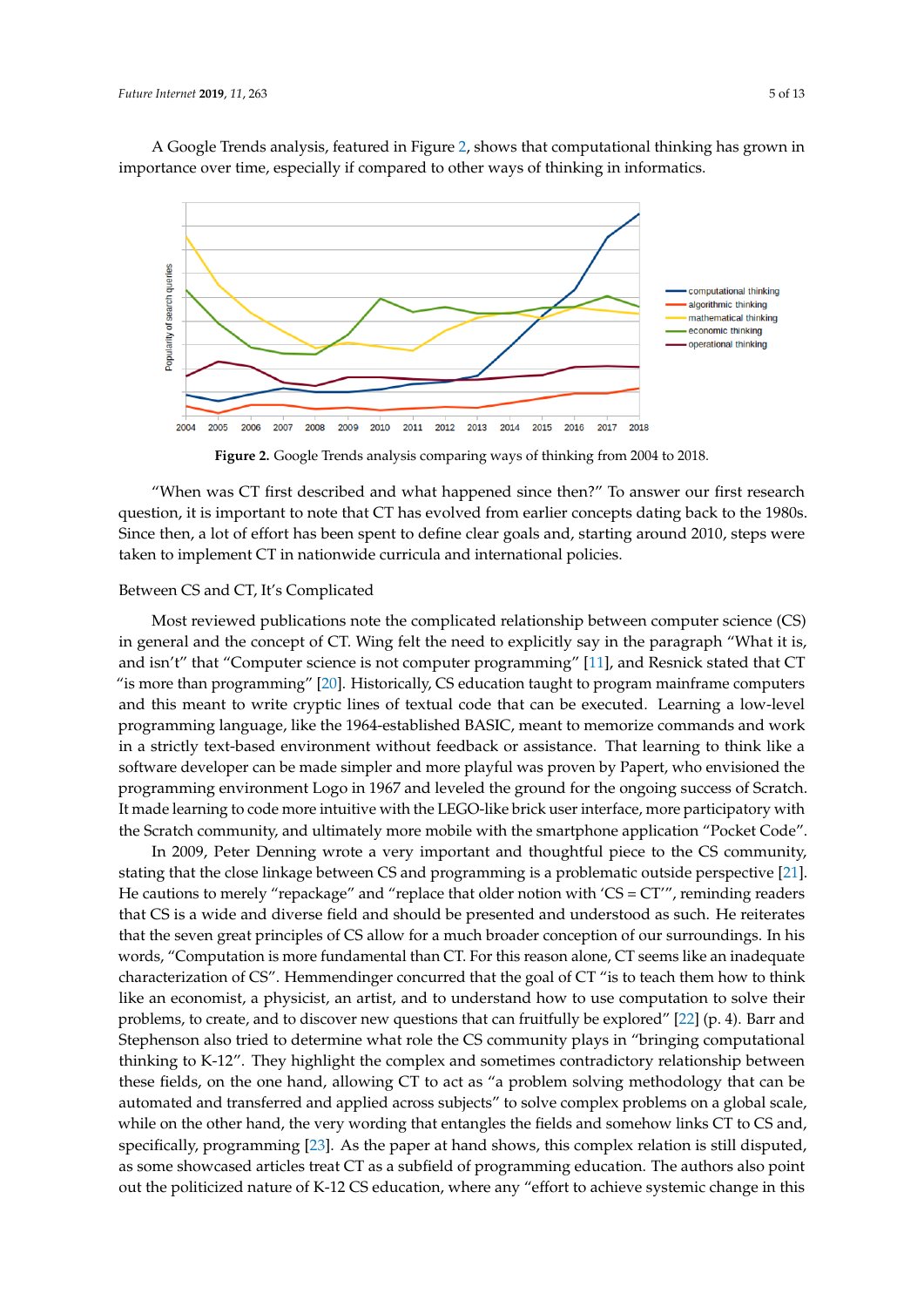A Google Trends analysis, featured in Figure 2, shows that computational thinking has grown in importance over time, especially if compared to other ways of thinking in informatics.

**Figure 2.** Google Trends analysis comparing ways of thinking from 2004 to 2018.

"When was CT first described and what happened since then?" To answer our first research question, it is important to note that CT has evolved from earlier concepts dating back to the 1980s. Since then, a lot of effort has been spent to define clear goals and, starting around 2010, steps were taken to implement CT in nationwide curricula and international policies.

Between CS and CT, It's Complicated

Most reviewed publications note the complicated relationship between computer science (CS) in general and the concept of CT. Wing felt the need to explicitly say in the paragraph "What it is, and isn't" that "Computer science is not computer programming" [11], and Resnick stated that CT "is more than programming" [20]. Historically, CS education taught to program mainframe computers and this meant to write cryptic lines of textual code that can be executed. Learning a low-level programming language, like the 1964-established BASIC, meant to memorize commands and work in a strictly text-based environment without feedback or assistance. That learning to think like a software developer can be made simpler and more playful was proven by Papert, who envisioned the programming environment Logo in 1967 and leveled the ground for the ongoing success of Scratch. It made learning to code more intuitive with the LEGO-like brick user interface, more participatory with the Scratch community, and ultimately more mobile with the smartphone application "Pocket Code".

In 2009, Peter Denning wrote a very important and thoughtful piece to the CS community, stating that the close linkage between CS and programming is a problematic outside perspective [21]. He cautions to merely "repackage" and "replace that older notion with 'CS = CT'", reminding readers that CS is a wide and diverse field and should be presented and understood as such. He reiterates that the seven great principles of CS allow for a much broader conception of our surroundings. In his words, "Computation is more fundamental than CT. For this reason alone, CT seems like an inadequate characterization of CS". Hemmendinger concurred that the goal of CT "is to teach them how to think like an economist, a physicist, an artist, and to understand how to use computation to solve their problems, to create, and to discover new questions that can fruitfully be explored" [22] (p. 4). Barr and Stephenson also tried to determine what role the CS community plays in "bringing computational thinking to K-12". They highlight the complex and sometimes contradictory relationship between these fields, on the one hand, allowing CT to act as "a problem solving methodology that can be automated and transferred and applied across subjects" to solve complex problems on a global scale, while on the other hand, the very wording that entangles the fields and somehow links CT to CS and, specifically, programming [23]. As the paper at hand shows, this complex relation is still disputed, as some showcased articles treat CT as a subfield of programming education. The authors also point out the politicized nature of K-12 CS education, where any "effort to achieve systemic change in this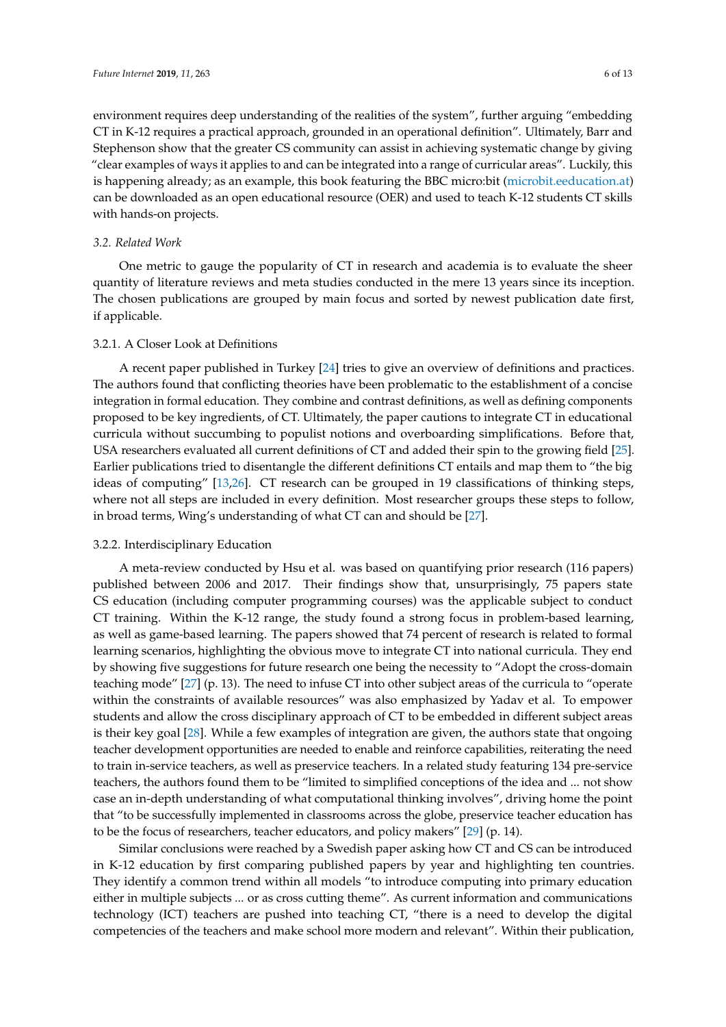environment requires deep understanding of the realities of the system", further arguing "embedding CT in K-12 requires a practical approach, grounded in an operational definition". Ultimately, Barr and Stephenson show that the greater CS community can assist in achieving systematic change by giving "clear examples of ways it applies to and can be integrated into a range of curricular areas". Luckily, this is happening already; as an example, this book featuring the BBC micro:bit (microbit.eeducation.at) can be downloaded as an open educational resource (OER) and used to teach K-12 students CT skills with hands-on projects.

### *3.2. Related Work*

One metric to gauge the popularity of CT in research and academia is to evaluate the sheer quantity of literature reviews and meta studies conducted in the mere 13 years since its inception. The chosen publications are grouped by main focus and sorted by newest publication date first, if applicable.

#### 3.2.1. A Closer Look at Definitions

A recent paper published in Turkey [24] tries to give an overview of definitions and practices. The authors found that conflicting theories have been problematic to the establishment of a concise integration in formal education. They combine and contrast definitions, as well as defining components proposed to be key ingredients, of CT. Ultimately, the paper cautions to integrate CT in educational curricula without succumbing to populist notions and overboarding simplifications. Before that, USA researchers evaluated all current definitions of CT and added their spin to the growing field [25]. Earlier publications tried to disentangle the different definitions CT entails and map them to "the big ideas of computing" [13,26]. CT research can be grouped in 19 classifications of thinking steps, where not all steps are included in every definition. Most researcher groups these steps to follow, in broad terms, Wing's understanding of what CT can and should be [27].

#### 3.2.2. Interdisciplinary Education

A meta-review conducted by Hsu et al. was based on quantifying prior research (116 papers) published between 2006 and 2017. Their findings show that, unsurprisingly, 75 papers state CS education (including computer programming courses) was the applicable subject to conduct CT training. Within the K-12 range, the study found a strong focus in problem-based learning, as well as game-based learning. The papers showed that 74 percent of research is related to formal learning scenarios, highlighting the obvious move to integrate CT into national curricula. They end by showing five suggestions for future research one being the necessity to "Adopt the cross-domain teaching mode" [27] (p. 13). The need to infuse CT into other subject areas of the curricula to "operate within the constraints of available resources" was also emphasized by Yadav et al. To empower students and allow the cross disciplinary approach of CT to be embedded in different subject areas is their key goal [28]. While a few examples of integration are given, the authors state that ongoing teacher development opportunities are needed to enable and reinforce capabilities, reiterating the need to train in-service teachers, as well as preservice teachers. In a related study featuring 134 pre-service teachers, the authors found them to be "limited to simplified conceptions of the idea and ... not show case an in-depth understanding of what computational thinking involves", driving home the point that "to be successfully implemented in classrooms across the globe, preservice teacher education has to be the focus of researchers, teacher educators, and policy makers" [29] (p. 14).

Similar conclusions were reached by a Swedish paper asking how CT and CS can be introduced in K-12 education by first comparing published papers by year and highlighting ten countries. They identify a common trend within all models "to introduce computing into primary education either in multiple subjects ... or as cross cutting theme". As current information and communications technology (ICT) teachers are pushed into teaching CT, "there is a need to develop the digital competencies of the teachers and make school more modern and relevant". Within their publication,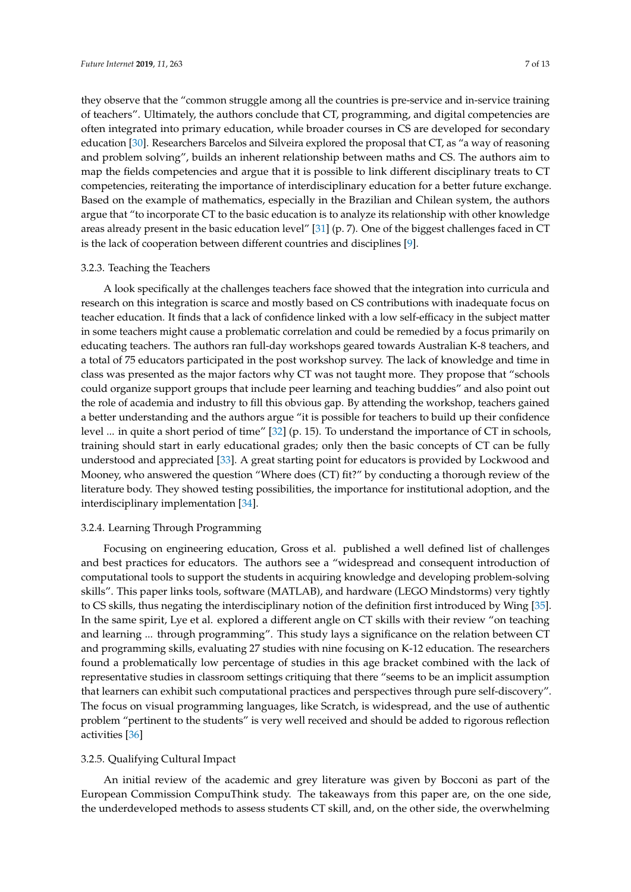they observe that the "common struggle among all the countries is pre-service and in-service training of teachers". Ultimately, the authors conclude that CT, programming, and digital competencies are often integrated into primary education, while broader courses in CS are developed for secondary education [30]. Researchers Barcelos and Silveira explored the proposal that CT, as "a way of reasoning and problem solving", builds an inherent relationship between maths and CS. The authors aim to map the fields competencies and argue that it is possible to link different disciplinary treats to CT competencies, reiterating the importance of interdisciplinary education for a better future exchange. Based on the example of mathematics, especially in the Brazilian and Chilean system, the authors argue that "to incorporate CT to the basic education is to analyze its relationship with other knowledge areas already present in the basic education level" [31] (p. 7). One of the biggest challenges faced in CT is the lack of cooperation between different countries and disciplines [9].

### 3.2.3. Teaching the Teachers

A look specifically at the challenges teachers face showed that the integration into curricula and research on this integration is scarce and mostly based on CS contributions with inadequate focus on teacher education. It finds that a lack of confidence linked with a low self-efficacy in the subject matter in some teachers might cause a problematic correlation and could be remedied by a focus primarily on educating teachers. The authors ran full-day workshops geared towards Australian K-8 teachers, and a total of 75 educators participated in the post workshop survey. The lack of knowledge and time in class was presented as the major factors why CT was not taught more. They propose that "schools could organize support groups that include peer learning and teaching buddies" and also point out the role of academia and industry to fill this obvious gap. By attending the workshop, teachers gained a better understanding and the authors argue "it is possible for teachers to build up their confidence level ... in quite a short period of time" [32] (p. 15). To understand the importance of CT in schools, training should start in early educational grades; only then the basic concepts of CT can be fully understood and appreciated [33]. A great starting point for educators is provided by Lockwood and Mooney, who answered the question "Where does (CT) fit?" by conducting a thorough review of the literature body. They showed testing possibilities, the importance for institutional adoption, and the interdisciplinary implementation [34].

### 3.2.4. Learning Through Programming

Focusing on engineering education, Gross et al. published a well defined list of challenges and best practices for educators. The authors see a "widespread and consequent introduction of computational tools to support the students in acquiring knowledge and developing problem-solving skills". This paper links tools, software (MATLAB), and hardware (LEGO Mindstorms) very tightly to CS skills, thus negating the interdisciplinary notion of the definition first introduced by Wing [35]. In the same spirit, Lye et al. explored a different angle on CT skills with their review "on teaching and learning ... through programming". This study lays a significance on the relation between CT and programming skills, evaluating 27 studies with nine focusing on K-12 education. The researchers found a problematically low percentage of studies in this age bracket combined with the lack of representative studies in classroom settings critiquing that there "seems to be an implicit assumption that learners can exhibit such computational practices and perspectives through pure self-discovery". The focus on visual programming languages, like Scratch, is widespread, and the use of authentic problem "pertinent to the students" is very well received and should be added to rigorous reflection activities [36]

### 3.2.5. Qualifying Cultural Impact

An initial review of the academic and grey literature was given by Bocconi as part of the European Commission CompuThink study. The takeaways from this paper are, on the one side, the underdeveloped methods to assess students CT skill, and, on the other side, the overwhelming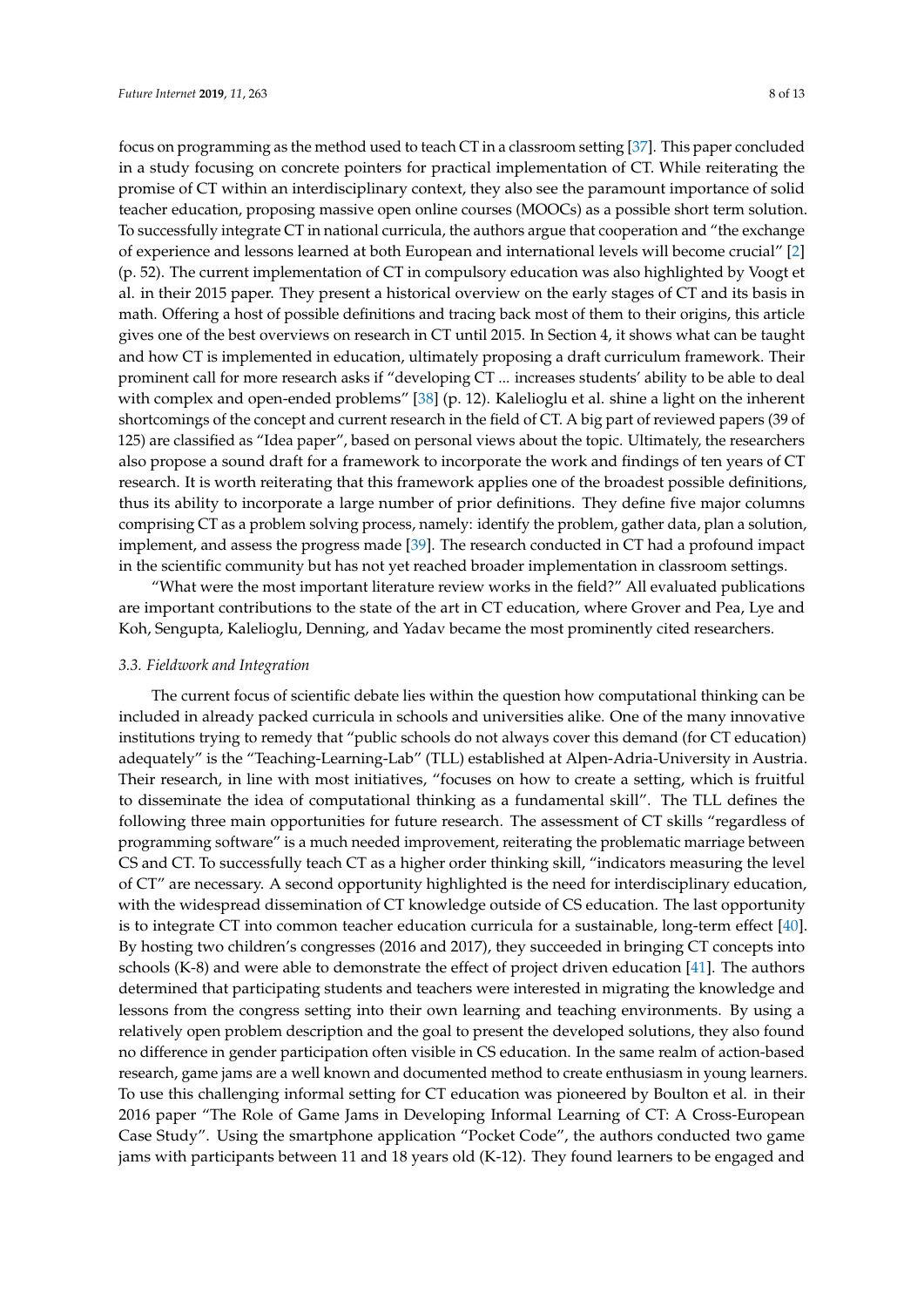focus on programming as the method used to teach CT in a classroom setting [37]. This paper concluded in a study focusing on concrete pointers for practical implementation of CT. While reiterating the promise of CT within an interdisciplinary context, they also see the paramount importance of solid teacher education, proposing massive open online courses (MOOCs) as a possible short term solution. To successfully integrate CT in national curricula, the authors argue that cooperation and "the exchange of experience and lessons learned at both European and international levels will become crucial" [2] (p. 52). The current implementation of CT in compulsory education was also highlighted by Voogt et al. in their 2015 paper. They present a historical overview on the early stages of CT and its basis in math. Offering a host of possible definitions and tracing back most of them to their origins, this article gives one of the best overviews on research in CT until 2015. In Section 4, it shows what can be taught and how CT is implemented in education, ultimately proposing a draft curriculum framework. Their prominent call for more research asks if "developing CT ... increases students' ability to be able to deal with complex and open-ended problems" [38] (p. 12). Kalelioglu et al. shine a light on the inherent shortcomings of the concept and current research in the field of CT. A big part of reviewed papers (39 of 125) are classified as "Idea paper", based on personal views about the topic. Ultimately, the researchers also propose a sound draft for a framework to incorporate the work and findings of ten years of CT research. It is worth reiterating that this framework applies one of the broadest possible definitions, thus its ability to incorporate a large number of prior definitions. They define five major columns comprising CT as a problem solving process, namely: identify the problem, gather data, plan a solution, implement, and assess the progress made [39]. The research conducted in CT had a profound impact in the scientific community but has not yet reached broader implementation in classroom settings.

"What were the most important literature review works in the field?" All evaluated publications are important contributions to the state of the art in CT education, where Grover and Pea, Lye and Koh, Sengupta, Kalelioglu, Denning, and Yadav became the most prominently cited researchers.

### 3.3. Fieldwork and Integration

The current focus of scientific debate lies within the question how computational thinking can be included in already packed curricula in schools and universities alike. One of the many innovative institutions trying to remedy that "public schools do not always cover this demand (for CT education) adequately" is the "Teaching-Learning-Lab" (TLL) established at Alpen-Adria-University in Austria. Their research, in line with most initiatives, "focuses on how to create a setting, which is fruitful to disseminate the idea of computational thinking as a fundamental skill". The TLL defines the following three main opportunities for future research. The assessment of CT skills "regardless of programming software" is a much needed improvement, reiterating the problematic marriage between CS and CT. To successfully teach CT as a higher order thinking skill, "indicators measuring the level of CT" are necessary. A second opportunity highlighted is the need for interdisciplinary education, with the widespread dissemination of CT knowledge outside of CS education. The last opportunity is to integrate CT into common teacher education curricula for a sustainable, long-term effect [40]. By hosting two children's congresses (2016 and 2017), they succeeded in bringing CT concepts into schools (K-8) and were able to demonstrate the effect of project driven education [41]. The authors determined that participating students and teachers were interested in migrating the knowledge and lessons from the congress setting into their own learning and teaching environments. By using a relatively open problem description and the goal to present the developed solutions, they also found no difference in gender participation often visible in CS education. In the same realm of action-based research, game jams are a well known and documented method to create enthusiasm in young learners. To use this challenging informal setting for CT education was pioneered by Boulton et al. in their 2016 paper "The Role of Game Jams in Developing Informal Learning of CT: A Cross-European Case Study". Using the smartphone application "Pocket Code", the authors conducted two game jams with participants between 11 and 18 years old (K-12). They found learners to be engaged and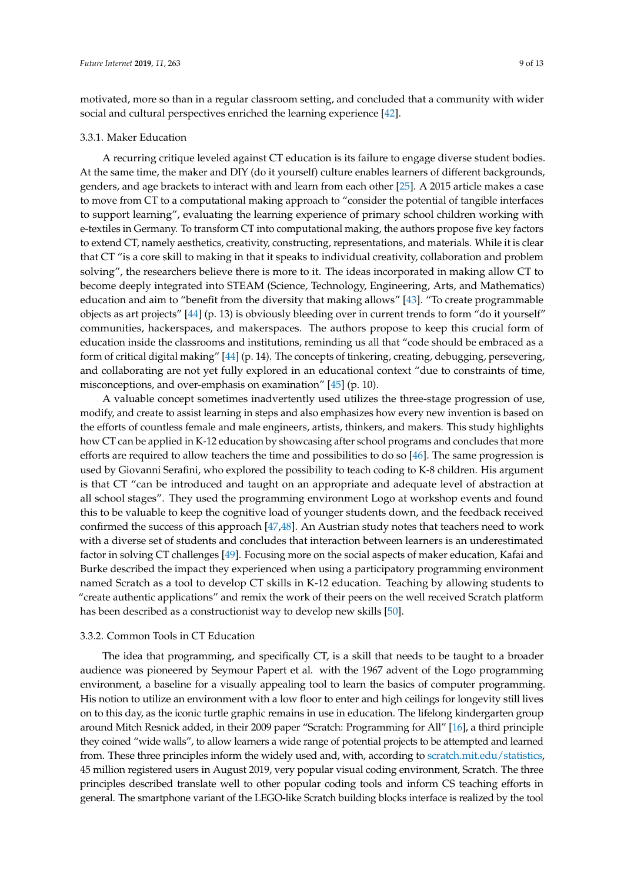motivated, more so than in a regular classroom setting, and concluded that a community with wider social and cultural perspectives enriched the learning experience [42].

### 3.3.1. Maker Education

A recurring critique leveled against CT education is its failure to engage diverse student bodies. At the same time, the maker and DIY (do it yourself) culture enables learners of different backgrounds, genders, and age brackets to interact with and learn from each other [25]. A 2015 article makes a case to move from CT to a computational making approach to "consider the potential of tangible interfaces to support learning", evaluating the learning experience of primary school children working with e-textiles in Germany. To transform CT into computational making, the authors propose five key factors to extend CT, namely aesthetics, creativity, constructing, representations, and materials. While it is clear that CT "is a core skill to making in that it speaks to individual creativity, collaboration and problem solving", the researchers believe there is more to it. The ideas incorporated in making allow CT to become deeply integrated into STEAM (Science, Technology, Engineering, Arts, and Mathematics) education and aim to "benefit from the diversity that making allows" [43]. "To create programmable objects as art projects" [44] (p. 13) is obviously bleeding over in current trends to form "do it yourself" communities, hackerspaces, and makerspaces. The authors propose to keep this crucial form of education inside the classrooms and institutions, reminding us all that "code should be embraced as a form of critical digital making" [44] (p. 14). The concepts of tinkering, creating, debugging, persevering, and collaborating are not yet fully explored in an educational context "due to constraints of time, misconceptions, and over-emphasis on examination" [45] (p. 10).

A valuable concept sometimes inadvertently used utilizes the three-stage progression of use, modify, and create to assist learning in steps and also emphasizes how every new invention is based on the efforts of countless female and male engineers, artists, thinkers, and makers. This study highlights how CT can be applied in K-12 education by showcasing after school programs and concludes that more efforts are required to allow teachers the time and possibilities to do so [46]. The same progression is used by Giovanni Serafini, who explored the possibility to teach coding to K-8 children. His argument is that CT "can be introduced and taught on an appropriate and adequate level of abstraction at all school stages". They used the programming environment Logo at workshop events and found this to be valuable to keep the cognitive load of younger students down, and the feedback received confirmed the success of this approach [47,48]. An Austrian study notes that teachers need to work with a diverse set of students and concludes that interaction between learners is an underestimated factor in solving CT challenges [49]. Focusing more on the social aspects of maker education, Kafai and Burke described the impact they experienced when using a participatory programming environment named Scratch as a tool to develop CT skills in K-12 education. Teaching by allowing students to "create authentic applications" and remix the work of their peers on the well received Scratch platform has been described as a constructionist way to develop new skills [50].

### 3.3.2. Common Tools in CT Education

The idea that programming, and specifically CT, is a skill that needs to be taught to a broader audience was pioneered by Seymour Papert et al. with the 1967 advent of the Logo programming environment, a baseline for a visually appealing tool to learn the basics of computer programming. His notion to utilize an environment with a low floor to enter and high ceilings for longevity still lives on to this day, as the iconic turtle graphic remains in use in education. The lifelong kindergarten group around Mitch Resnick added, in their 2009 paper "Scratch: Programming for All" [16], a third principle they coined "wide walls", to allow learners a wide range of potential projects to be attempted and learned from. These three principles inform the widely used and, with, according to scratch.mit.edu/statistics, 45 million registered users in August 2019, very popular visual coding environment, Scratch. The three principles described translate well to other popular coding tools and inform CS teaching efforts in general. The smartphone variant of the LEGO-like Scratch building blocks interface is realized by the tool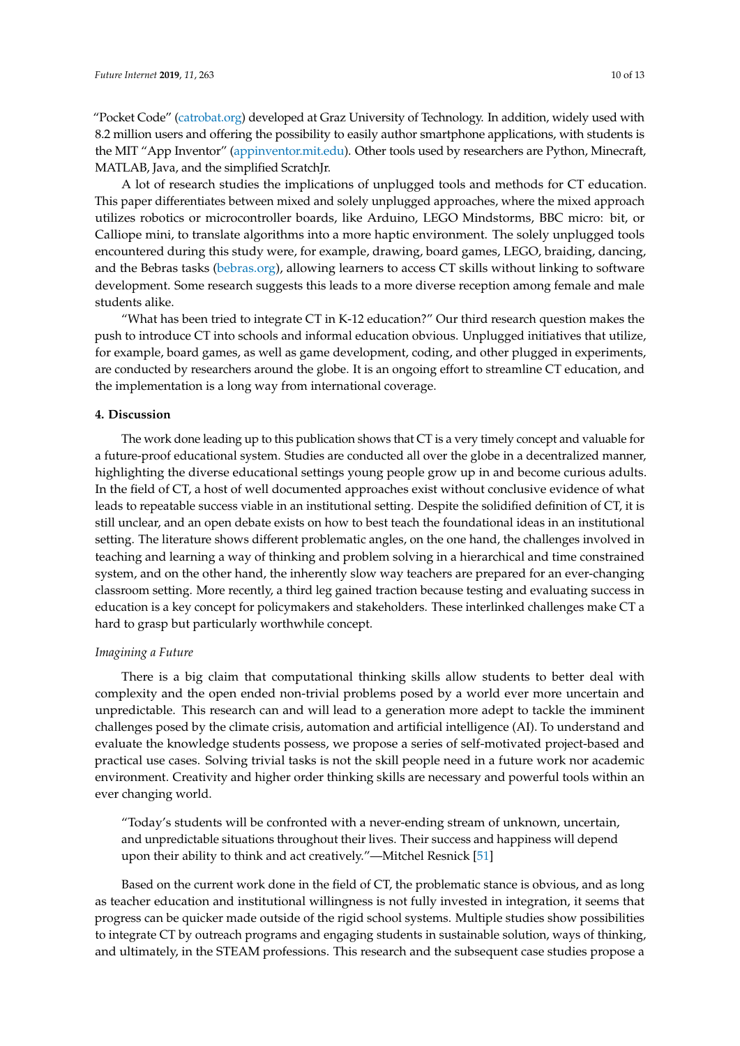"Pocket Code" (catrobat.org) developed at Graz University of Technology. In addition, widely used with 8.2 million users and offering the possibility to easily author smartphone applications, with students is the MIT "App Inventor" (appinventor.mit.edu). Other tools used by researchers are Python, Minecraft, MATLAB, Java, and the simplified ScratchJr.

A lot of research studies the implications of unplugged tools and methods for CT education. This paper differentiates between mixed and solely unplugged approaches, where the mixed approach utilizes robotics or microcontroller boards, like Arduino, LEGO Mindstorms, BBC micro: bit, or Calliope mini, to translate algorithms into a more haptic environment. The solely unplugged tools encountered during this study were, for example, drawing, board games, LEGO, braiding, dancing, and the Bebras tasks (bebras.org), allowing learners to access CT skills without linking to software development. Some research suggests this leads to a more diverse reception among female and male students alike.

"What has been tried to integrate CT in K-12 education?" Our third research question makes the push to introduce CT into schools and informal education obvious. Unplugged initiatives that utilize, for example, board games, as well as game development, coding, and other plugged in experiments, are conducted by researchers around the globe. It is an ongoing effort to streamline CT education, and the implementation is a long way from international coverage.

## 4. Discussion

The work done leading up to this publication shows that CT is a very timely concept and valuable for a future-proof educational system. Studies are conducted all over the globe in a decentralized manner, highlighting the diverse educational settings young people grow up in and become curious adults. In the field of CT, a host of well documented approaches exist without conclusive evidence of what leads to repeatable success viable in an institutional setting. Despite the solidified definition of CT, it is still unclear, and an open debate exists on how to best teach the foundational ideas in an institutional setting. The literature shows different problematic angles, on the one hand, the challenges involved in teaching and learning a way of thinking and problem solving in a hierarchical and time constrained system, and on the other hand, the inherently slow way teachers are prepared for an ever-changing classroom setting. More recently, a third leg gained traction because testing and evaluating success in education is a key concept for policymakers and stakeholders. These interlinked challenges make CT a hard to grasp but particularly worthwhile concept.

### *Imagining a Future*

There is a big claim that computational thinking skills allow students to better deal with complexity and the open ended non-trivial problems posed by a world ever more uncertain and unpredictable. This research can and will lead to a generation more adept to tackle the imminent challenges posed by the climate crisis, automation and artificial intelligence (AI). To understand and evaluate the knowledge students possess, we propose a series of self-motivated project-based and practical use cases. Solving trivial tasks is not the skill people need in a future work nor academic environment. Creativity and higher order thinking skills are necessary and powerful tools within an ever changing world.

> "Today's students will be confronted with a never-ending stream of unknown, uncertain, and unpredictable situations throughout their lives. Their success and happiness will depend upon their ability to think and act creatively."—Mitchel Resnick [51]

Based on the current work done in the field of CT, the problematic stance is obvious, and as long as teacher education and institutional willingness is not fully invested in integration, it seems that progress can be quicker made outside of the rigid school systems. Multiple studies show possibilities to integrate CT by outreach programs and engaging students in sustainable solution, ways of thinking, and ultimately, in the STEAM professions. This research and the subsequent case studies propose a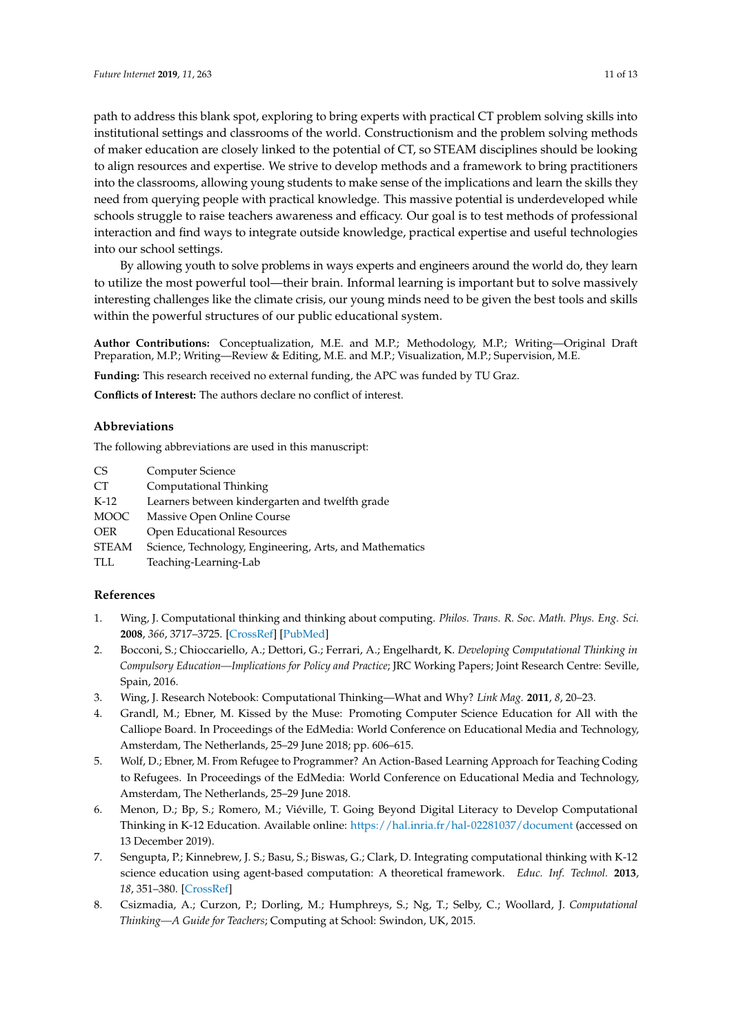path to address this blank spot, exploring to bring experts with practical CT problem solving skills into institutional settings and classrooms of the world. Constructionism and the problem solving methods of maker education are closely linked to the potential of CT, so STEAM disciplines should be looking to align resources and expertise. We strive to develop methods and a framework to bring practitioners into the classrooms, allowing young students to make sense of the implications and learn the skills they need from querying people with practical knowledge. This massive potential is underdeveloped while schools struggle to raise teachers awareness and efficacy. Our goal is to test methods of professional interaction and find ways to integrate outside knowledge, practical expertise and useful technologies into our school settings.

By allowing youth to solve problems in ways experts and engineers around the world do, they learn to utilize the most powerful tool—their brain. Informal learning is important but to solve massively interesting challenges like the climate crisis, our young minds need to be given the best tools and skills within the powerful structures of our public educational system.

**Author Contributions:** Conceptualization, M.E. and M.P.; Methodology, M.P.; Writing—Original Draft Preparation, M.P.; Writing—Review & Editing, M.E. and M.P.; Visualization, M.P.; Supervision, M.E.

**Funding:** This research received no external funding, the APC was funded by TU Graz.

**Conflicts of Interest:** The authors declare no conflict of interest.

## Abbreviations

The following abbreviations are used in this manuscript:

| | |
|---|---|
| CS | Computer Science |
| CT | Computational Thinking |
| K-12 | Learners between kindergarten and twelfth grade |
| MOOC | Massive Open Online Course |
| OER | Open Educational Resources |
| STEAM | Science, Technology, Engineering, Arts, and Mathematics |
| TLL | Teaching-Learning-Lab |

## References

1. Wing, J. Computational thinking and thinking about computing. *Philos. Trans. R. Soc. Math. Phys. Eng. Sci.* **2008**, *366*, 3717–3725. [CrossRef] [PubMed]
2. Bocconi, S.; Chioccariello, A.; Dettori, G.; Ferrari, A.; Engelhardt, K. *Developing Computational Thinking in Compulsory Education—Implications for Policy and Practice*; JRC Working Papers; Joint Research Centre: Seville, Spain, 2016.
3. Wing, J. Research Notebook: Computational Thinking—What and Why? *Link Mag.* **2011**, *8*, 20–23.
4. Grandl, M.; Ebner, M. Kissed by the Muse: Promoting Computer Science Education for All with the Calliope Board. In Proceedings of the EdMedia: World Conference on Educational Media and Technology, Amsterdam, The Netherlands, 25–29 June 2018; pp. 606–615.
5. Wolf, D.; Ebner, M. From Refugee to Programmer? An Action-Based Learning Approach for Teaching Coding to Refugees. In Proceedings of the EdMedia: World Conference on Educational Media and Technology, Amsterdam, The Netherlands, 25–29 June 2018.
6. Menon, D.; Bp, S.; Romero, M.; Viéville, T. Going Beyond Digital Literacy to Develop Computational Thinking in K-12 Education. Available online: https://hal.inria.fr/hal-02281037/document (accessed on 13 December 2019).
7. Sengupta, P.; Kinnebrew, J. S.; Basu, S.; Biswas, G.; Clark, D. Integrating computational thinking with K-12 science education using agent-based computation: A theoretical framework. *Educ. Inf. Technol.* **2013**, *18*, 351–380. [CrossRef]
8. Csizmadia, A.; Curzon, P.; Dorling, M.; Humphreys, S.; Ng, T.; Selby, C.; Woollard, J. *Computational Thinking—A Guide for Teachers*; Computing at School: Swindon, UK, 2015.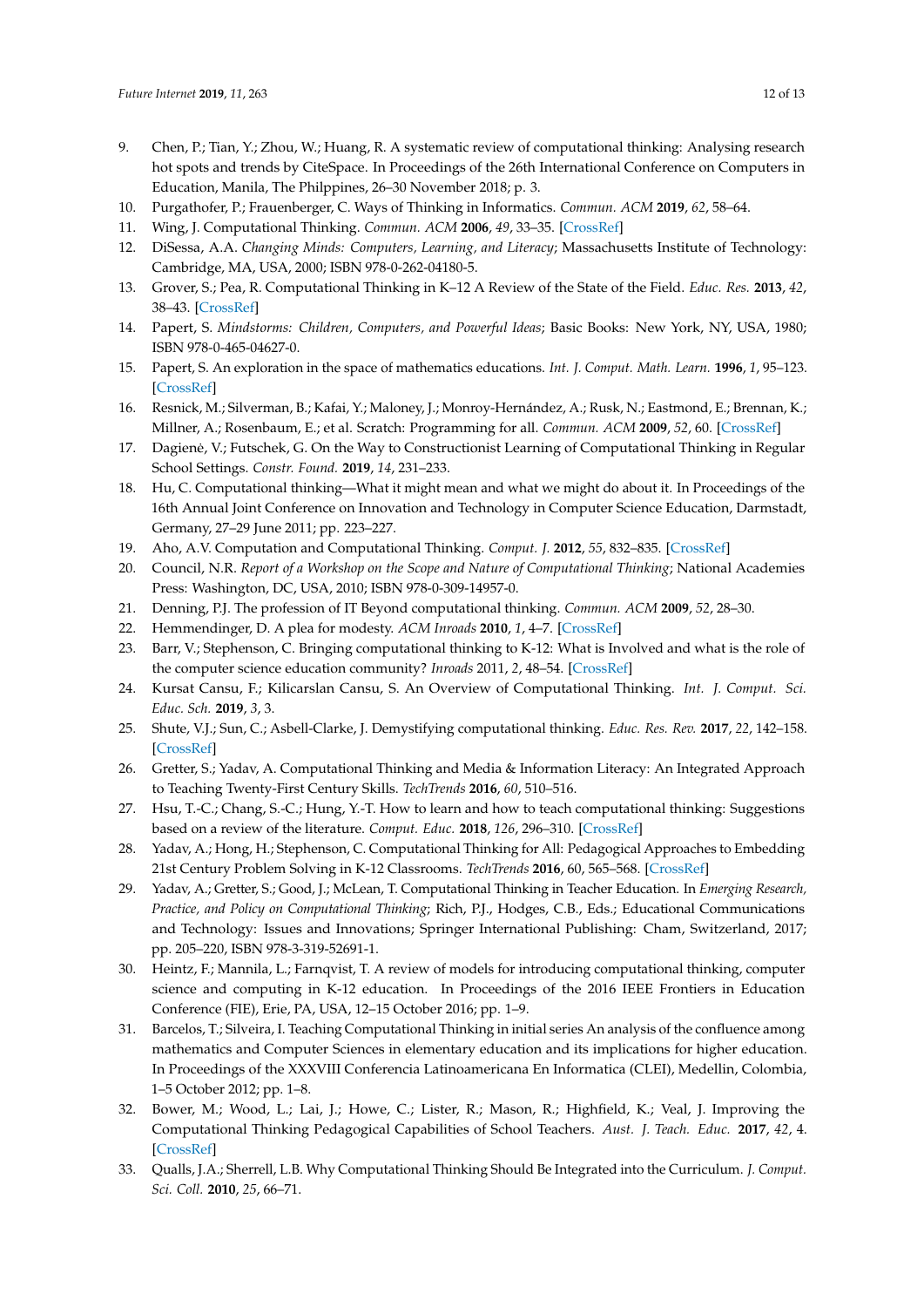9. Chen, P.; Tian, Y.; Zhou, W.; Huang, R. A systematic review of computational thinking: Analysing research hot spots and trends by CiteSpace. In Proceedings of the 26th International Conference on Computers in Education, Manila, The Philppines, 26–30 November 2018; p. 3.
10. Purgathofer, P.; Frauenberger, C. Ways of Thinking in Informatics. *Commun. ACM* **2019**, *62*, 58–64.
11. Wing, J. Computational Thinking. *Commun. ACM* **2006**, *49*, 33–35. [CrossRef]
12. DiSessa, A.A. *Changing Minds: Computers, Learning, and Literacy*; Massachusetts Institute of Technology: Cambridge, MA, USA, 2000; ISBN 978-0-262-04180-5.
13. Grover, S.; Pea, R. Computational Thinking in K–12 A Review of the State of the Field. *Educ. Res.* **2013**, *42*, 38–43. [CrossRef]
14. Papert, S. *Mindstorms: Children, Computers, and Powerful Ideas*; Basic Books: New York, NY, USA, 1980; ISBN 978-0-465-04627-0.
15. Papert, S. An exploration in the space of mathematics educations. *Int. J. Comput. Math. Learn.* **1996**, *1*, 95–123. [CrossRef]
16. Resnick, M.; Silverman, B.; Kafai, Y.; Maloney, J.; Monroy-Hernández, A.; Rusk, N.; Eastmond, E.; Brennan, K.; Millner, A.; Rosenbaum, E.; et al. Scratch: Programming for all. *Commun. ACM* **2009**, *52*, 60. [CrossRef]
17. Dagienė, V.; Futschek, G. On the Way to Constructionist Learning of Computational Thinking in Regular School Settings. *Constr. Found.* **2019**, *14*, 231–233.
18. Hu, C. Computational thinking—What it might mean and what we might do about it. In Proceedings of the 16th Annual Joint Conference on Innovation and Technology in Computer Science Education, Darmstadt, Germany, 27–29 June 2011; pp. 223–227.
19. Aho, A.V. Computation and Computational Thinking. *Comput. J.* **2012**, *55*, 832–835. [CrossRef]
20. Council, N.R. *Report of a Workshop on the Scope and Nature of Computational Thinking*; National Academies Press: Washington, DC, USA, 2010; ISBN 978-0-309-14957-0.
21. Denning, P.J. The profession of IT Beyond computational thinking. *Commun. ACM* **2009**, *52*, 28–30.
22. Hemmendinger, D. A plea for modesty. *ACM Inroads* **2010**, *1*, 4–7. [CrossRef]
23. Barr, V.; Stephenson, C. Bringing computational thinking to K-12: What is Involved and what is the role of the computer science education community? *Inroads* 2011, *2*, 48–54. [CrossRef]
24. Kursat Cansu, F.; Kilicarslan Cansu, S. An Overview of Computational Thinking. *Int. J. Comput. Sci. Educ. Sch.* **2019**, *3*, 3.
25. Shute, V.J.; Sun, C.; Asbell-Clarke, J. Demystifying computational thinking. *Educ. Res. Rev.* **2017**, *22*, 142–158. [CrossRef]
26. Gretter, S.; Yadav, A. Computational Thinking and Media & Information Literacy: An Integrated Approach to Teaching Twenty-First Century Skills. *TechTrends* **2016**, *60*, 510–516.
27. Hsu, T.-C.; Chang, S.-C.; Hung, Y.-T. How to learn and how to teach computational thinking: Suggestions based on a review of the literature. *Comput. Educ.* **2018**, *126*, 296–310. [CrossRef]
28. Yadav, A.; Hong, H.; Stephenson, C. Computational Thinking for All: Pedagogical Approaches to Embedding 21st Century Problem Solving in K-12 Classrooms. *TechTrends* **2016**, 60, 565–568. [CrossRef]
29. Yadav, A.; Gretter, S.; Good, J.; McLean, T. Computational Thinking in Teacher Education. In *Emerging Research, Practice, and Policy on Computational Thinking*; Rich, P.J., Hodges, C.B., Eds.; Educational Communications and Technology: Issues and Innovations; Springer International Publishing: Cham, Switzerland, 2017; pp. 205–220, ISBN 978-3-319-52691-1.
30. Heintz, F.; Mannila, L.; Farnqvist, T. A review of models for introducing computational thinking, computer science and computing in K-12 education. In Proceedings of the 2016 IEEE Frontiers in Education Conference (FIE), Erie, PA, USA, 12–15 October 2016; pp. 1–9.
31. Barcelos, T.; Silveira, I. Teaching Computational Thinking in initial series An analysis of the confluence among mathematics and Computer Sciences in elementary education and its implications for higher education. In Proceedings of the XXXVIII Conferencia Latinoamericana En Informatica (CLEI), Medellin, Colombia, 1–5 October 2012; pp. 1–8.
32. Bower, M.; Wood, L.; Lai, J.; Howe, C.; Lister, R.; Mason, R.; Highfield, K.; Veal, J. Improving the Computational Thinking Pedagogical Capabilities of School Teachers. *Aust. J. Teach. Educ.* **2017**, *42*, 4. [CrossRef]
33. Qualls, J.A.; Sherrell, L.B. Why Computational Thinking Should Be Integrated into the Curriculum. *J. Comput. Sci. Coll.* **2010**, *25*, 66–71.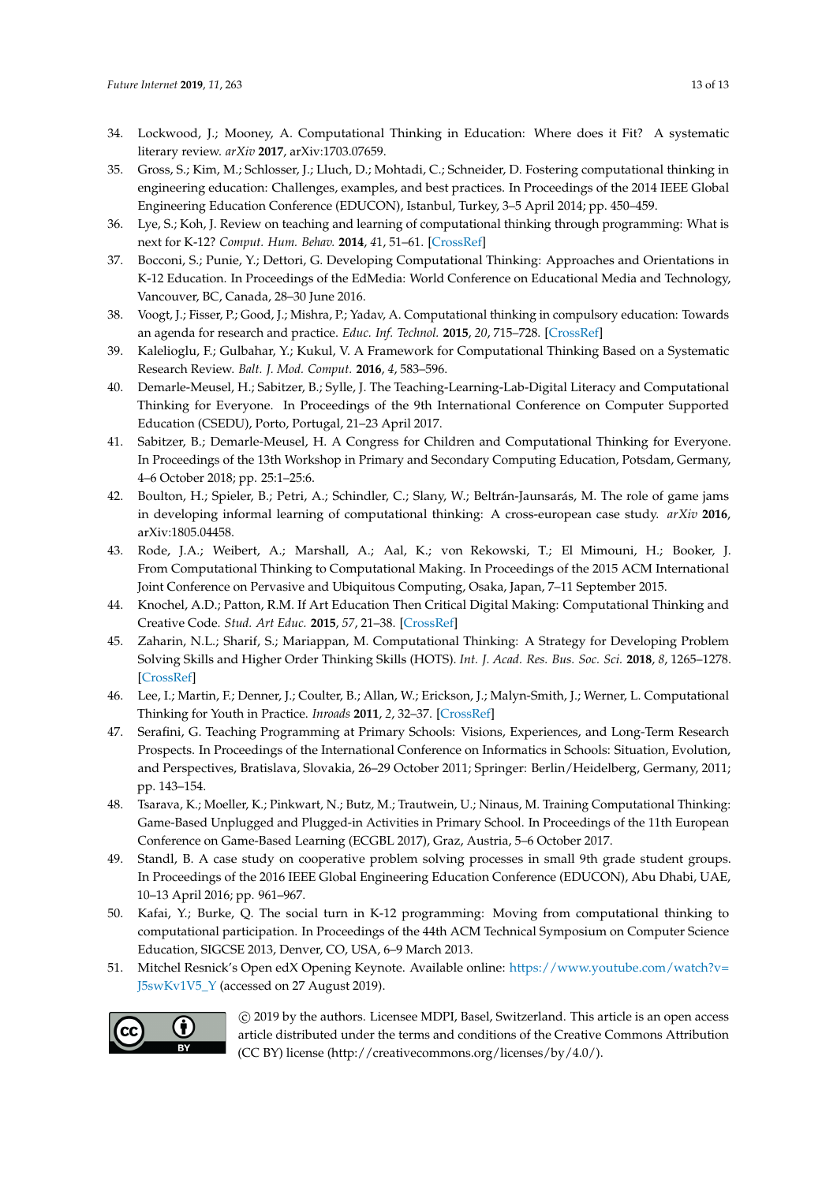34. Lockwood, J.; Mooney, A. Computational Thinking in Education: Where does it Fit? A systematic literary review. *arXiv* **2017**, arXiv:1703.07659.
35. Gross, S.; Kim, M.; Schlosser, J.; Lluch, D.; Mohtadi, C.; Schneider, D. Fostering computational thinking in engineering education: Challenges, examples, and best practices. In Proceedings of the 2014 IEEE Global Engineering Education Conference (EDUCON), Istanbul, Turkey, 3–5 April 2014; pp. 450–459.
36. Lye, S.; Koh, J. Review on teaching and learning of computational thinking through programming: What is next for K-12? *Comput. Hum. Behav.* **2014**, *41*, 51–61. [CrossRef]
37. Bocconi, S.; Punie, Y.; Dettori, G. Developing Computational Thinking: Approaches and Orientations in K-12 Education. In Proceedings of the EdMedia: World Conference on Educational Media and Technology, Vancouver, BC, Canada, 28–30 June 2016.
38. Voogt, J.; Fisser, P.; Good, J.; Mishra, P.; Yadav, A. Computational thinking in compulsory education: Towards an agenda for research and practice. *Educ. Inf. Technol.* **2015**, *20*, 715–728. [CrossRef]
39. Kalelioglu, F.; Gulbahar, Y.; Kukul, V. A Framework for Computational Thinking Based on a Systematic Research Review. *Balt. J. Mod. Comput.* **2016**, *4*, 583–596.
40. Demarle-Meusel, H.; Sabitzer, B.; Sylle, J. The Teaching-Learning-Lab-Digital Literacy and Computational Thinking for Everyone. In Proceedings of the 9th International Conference on Computer Supported Education (CSEDU), Porto, Portugal, 21–23 April 2017.
41. Sabitzer, B.; Demarle-Meusel, H. A Congress for Children and Computational Thinking for Everyone. In Proceedings of the 13th Workshop in Primary and Secondary Computing Education, Potsdam, Germany, 4–6 October 2018; pp. 25:1–25:6.
42. Boulton, H.; Spieler, B.; Petri, A.; Schindler, C.; Slany, W.; Beltrán-Jaunsarás, M. The role of game jams in developing informal learning of computational thinking: A cross-european case study. *arXiv* **2016**, arXiv:1805.04458.
43. Rode, J.A.; Weibert, A.; Marshall, A.; Aal, K.; von Rekowski, T.; El Mimouni, H.; Booker, J. From Computational Thinking to Computational Making. In Proceedings of the 2015 ACM International Joint Conference on Pervasive and Ubiquitous Computing, Osaka, Japan, 7–11 September 2015.
44. Knochel, A.D.; Patton, R.M. If Art Education Then Critical Digital Making: Computational Thinking and Creative Code. *Stud. Art Educ.* **2015**, *57*, 21–38. [CrossRef]
45. Zaharin, N.L.; Sharif, S.; Mariappan, M. Computational Thinking: A Strategy for Developing Problem Solving Skills and Higher Order Thinking Skills (HOTS). *Int. J. Acad. Res. Bus. Soc. Sci.* **2018**, *8*, 1265–1278. [CrossRef]
46. Lee, I.; Martin, F.; Denner, J.; Coulter, B.; Allan, W.; Erickson, J.; Malyn-Smith, J.; Werner, L. Computational Thinking for Youth in Practice. *Inroads* **2011**, *2*, 32–37. [CrossRef]
47. Serafini, G. Teaching Programming at Primary Schools: Visions, Experiences, and Long-Term Research Prospects. In Proceedings of the International Conference on Informatics in Schools: Situation, Evolution, and Perspectives, Bratislava, Slovakia, 26–29 October 2011; Springer: Berlin/Heidelberg, Germany, 2011; pp. 143–154.
48. Tsarava, K.; Moeller, K.; Pinkwart, N.; Butz, M.; Trautwein, U.; Ninaus, M. Training Computational Thinking: Game-Based Unplugged and Plugged-in Activities in Primary School. In Proceedings of the 11th European Conference on Game-Based Learning (ECGBL 2017), Graz, Austria, 5–6 October 2017.
49. Standl, B. A case study on cooperative problem solving processes in small 9th grade student groups. In Proceedings of the 2016 IEEE Global Engineering Education Conference (EDUCON), Abu Dhabi, UAE, 10–13 April 2016; pp. 961–967.
50. Kafai, Y.; Burke, Q. The social turn in K-12 programming: Moving from computational thinking to computational participation. In Proceedings of the 44th ACM Technical Symposium on Computer Science Education, SIGCSE 2013, Denver, CO, USA, 6–9 March 2013.
51. Mitchel Resnick's Open edX Opening Keynote. Available online: https://www.youtube.com/watch?v=J5swKv1V5_Y (accessed on 27 August 2019).

© 2019 by the authors. Licensee MDPI, Basel, Switzerland. This article is an open access article distributed under the terms and conditions of the Creative Commons Attribution (CC BY) license (http://creativecommons.org/licenses/by/4.0/).